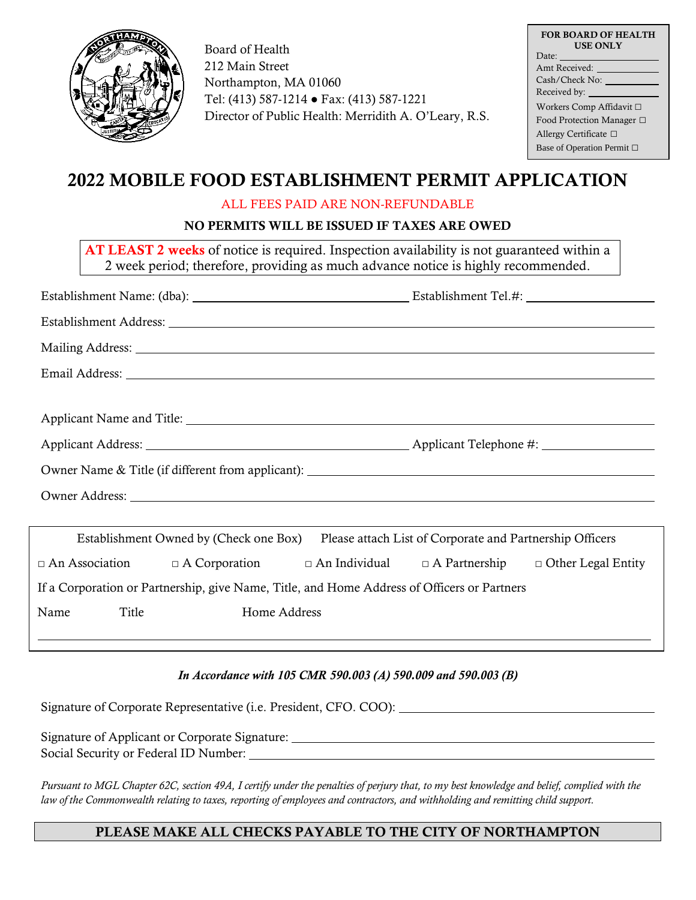Board of Health
212 Main Street
Northampton, MA 01060
Tel: (413) 587-1214 ● Fax: (413) 587-1221
Director of Public Health: Merridith A. O'Leary, R.S.

**FOR BOARD OF HEALTH USE ONLY**
Date: \_\_\_\_\_\_\_\_\_\_
Amt Received: \_\_\_\_\_\_\_\_\_\_
Cash/Check No: \_\_\_\_\_\_\_\_\_\_
Received by: \_\_\_\_\_\_\_\_\_\_
Workers Comp Affidavit ☐
Food Protection Manager ☐
Allergy Certificate ☐
Base of Operation Permit ☐

# 2022 MOBILE FOOD ESTABLISHMENT PERMIT APPLICATION

ALL FEES PAID ARE NON-REFUNDABLE

**NO PERMITS WILL BE ISSUED IF TAXES ARE OWED**

**AT LEAST 2 weeks** of notice is required. Inspection availability is not guaranteed within a 2 week period; therefore, providing as much advance notice is highly recommended.

Establishment Name: (dba): \_\_\_\_\_\_\_\_\_\_\_\_\_\_\_\_\_\_\_\_ Establishment Tel.#: \_\_\_\_\_\_\_\_\_\_\_\_\_\_\_\_\_\_\_\_

Establishment Address: \_\_\_\_\_\_\_\_\_\_\_\_\_\_\_\_\_\_\_\_\_\_\_\_\_\_\_\_\_\_\_\_\_\_\_\_\_\_\_\_

Mailing Address: \_\_\_\_\_\_\_\_\_\_\_\_\_\_\_\_\_\_\_\_\_\_\_\_\_\_\_\_\_\_\_\_\_\_\_\_\_\_\_\_

Email Address: \_\_\_\_\_\_\_\_\_\_\_\_\_\_\_\_\_\_\_\_\_\_\_\_\_\_\_\_\_\_\_\_\_\_\_\_\_\_\_\_

Applicant Name and Title: \_\_\_\_\_\_\_\_\_\_\_\_\_\_\_\_\_\_\_\_\_\_\_\_\_\_\_\_\_\_\_\_\_\_\_\_\_\_\_\_

Applicant Address: \_\_\_\_\_\_\_\_\_\_\_\_\_\_\_\_\_\_\_\_ Applicant Telephone #: \_\_\_\_\_\_\_\_\_\_\_\_\_\_\_\_\_\_\_\_

Owner Name & Title (if different from applicant): \_\_\_\_\_\_\_\_\_\_\_\_\_\_\_\_\_\_\_\_\_\_\_\_\_\_\_\_\_\_\_\_\_\_\_\_\_\_\_\_

Owner Address: \_\_\_\_\_\_\_\_\_\_\_\_\_\_\_\_\_\_\_\_\_\_\_\_\_\_\_\_\_\_\_\_\_\_\_\_\_\_\_\_

Establishment Owned by (Check one Box) Please attach List of Corporate and Partnership Officers

☐ An Association ☐ A Corporation ☐ An Individual ☐ A Partnership ☐ Other Legal Entity

If a Corporation or Partnership, give Name, Title, and Home Address of Officers or Partners

| Name | Title | Home Address |
|---|---|---|
| | | |

*In Accordance with 105 CMR 590.003 (A) 590.009 and 590.003 (B)*

Signature of Corporate Representative (i.e. President, CFO. COO): \_\_\_\_\_\_\_\_\_\_\_\_\_\_\_\_\_\_\_\_

Signature of Applicant or Corporate Signature: \_\_\_\_\_\_\_\_\_\_\_\_\_\_\_\_\_\_\_\_
Social Security or Federal ID Number: \_\_\_\_\_\_\_\_\_\_\_\_\_\_\_\_\_\_\_\_

*Pursuant to MGL Chapter 62C, section 49A, I certify under the penalties of perjury that, to my best knowledge and belief, complied with the law of the Commonwealth relating to taxes, reporting of employees and contractors, and withholding and remitting child support.*

**PLEASE MAKE ALL CHECKS PAYABLE TO THE CITY OF NORTHAMPTON**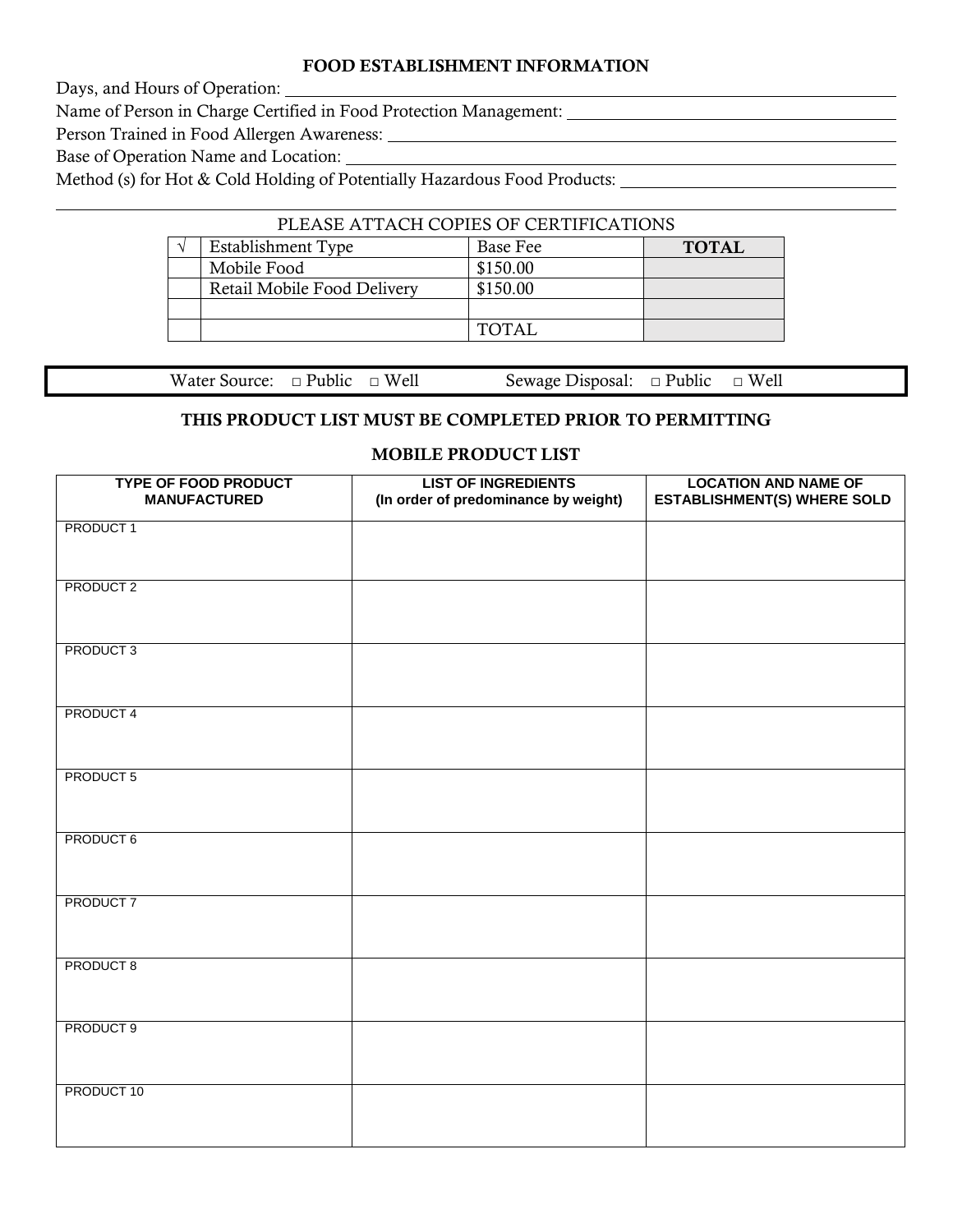## FOOD ESTABLISHMENT INFORMATION

Days, and Hours of Operation: ______________________________

Name of Person in Charge Certified in Food Protection Management: ______________________________

Person Trained in Food Allergen Awareness: ______________________________

Base of Operation Name and Location: ______________________________

Method (s) for Hot & Cold Holding of Potentially Hazardous Food Products: ______________________________

______________________________

PLEASE ATTACH COPIES OF CERTIFICATIONS

| √ | Establishment Type | Base Fee | **TOTAL** |
|---|---|---|---|
| | Mobile Food | $150.00 | |
| | Retail Mobile Food Delivery | $150.00 | |
| | | | |
| | | TOTAL | |

Water Source: □ Public □ Well Sewage Disposal: □ Public □ Well

### THIS PRODUCT LIST MUST BE COMPLETED PRIOR TO PERMITTING

### MOBILE PRODUCT LIST

| TYPE OF FOOD PRODUCT MANUFACTURED | LIST OF INGREDIENTS (In order of predominance by weight) | LOCATION AND NAME OF ESTABLISHMENT(S) WHERE SOLD |
|---|---|---|
| PRODUCT 1 | | |
| PRODUCT 2 | | |
| PRODUCT 3 | | |
| PRODUCT 4 | | |
| PRODUCT 5 | | |
| PRODUCT 6 | | |
| PRODUCT 7 | | |
| PRODUCT 8 | | |
| PRODUCT 9 | | |
| PRODUCT 10 | | |